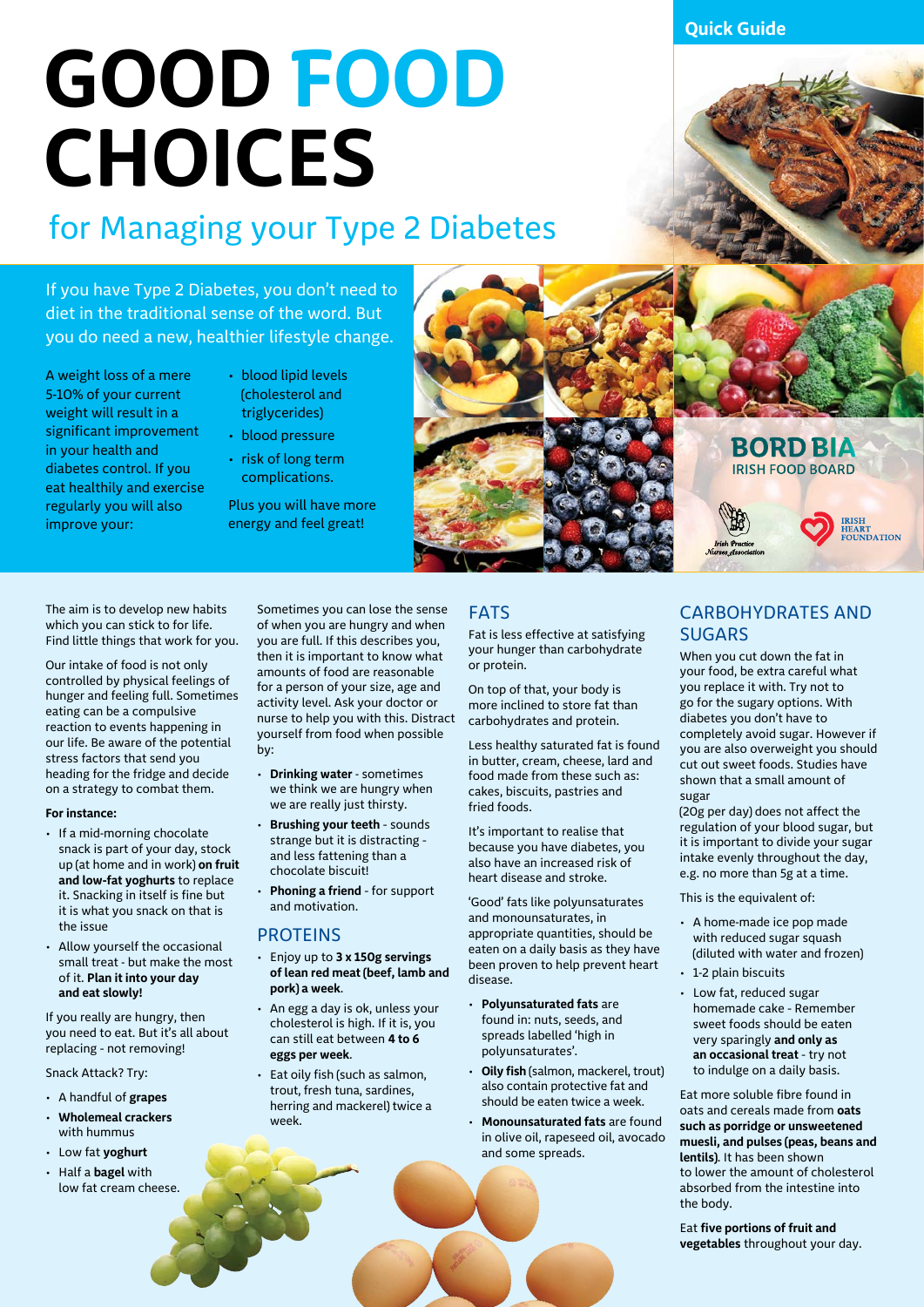Quick Guide

# GOOD FOOD CHOICES

## for Managing your Type 2 Diabetes

If you have Type 2 Diabetes, you don't need to diet in the traditional sense of the word. But you do need a new, healthier lifestyle change.

A weight loss of a mere 5-10% of your current weight will result in a significant improvement in your health and diabetes control. If you eat healthily and exercise regularly you will also improve your:

- blood lipid levels (cholesterol and triglycerides)
- blood pressure
- risk of long term complications.

Plus you will have more energy and feel great!

BORD BIA
IRISH FOOD BOARD

Irish Practice Nurses Association

IRISH HEART FOUNDATION

The aim is to develop new habits which you can stick to for life. Find little things that work for you.

Our intake of food is not only controlled by physical feelings of hunger and feeling full. Sometimes eating can be a compulsive reaction to events happening in our life. Be aware of the potential stress factors that send you heading for the fridge and decide on a strategy to combat them.

**For instance:**

- If a mid-morning chocolate snack is part of your day, stock up (at home and in work) **on fruit and low-fat yoghurts** to replace it. Snacking in itself is fine but it is what you snack on that is the issue
- Allow yourself the occasional small treat - but make the most of it. **Plan it into your day and eat slowly!**

If you really are hungry, then you need to eat. But it's all about replacing - not removing!

Snack Attack? Try:

- A handful of **grapes**
- **Wholemeal crackers** with hummus
- Low fat **yoghurt**
- Half a **bagel** with low fat cream cheese.

Sometimes you can lose the sense of when you are hungry and when you are full. If this describes you, then it is important to know what amounts of food are reasonable for a person of your size, age and activity level. Ask your doctor or nurse to help you with this. Distract yourself from food when possible by:

- **Drinking water** - sometimes we think we are hungry when we are really just thirsty.
- **Brushing your teeth** - sounds strange but it is distracting - and less fattening than a chocolate biscuit!
- **Phoning a friend** - for support and motivation.

## PROTEINS

- Enjoy up to **3 x 150g servings of lean red meat (beef, lamb and pork) a week**.
- An egg a day is ok, unless your cholesterol is high. If it is, you can still eat between **4 to 6 eggs per week**.
- Eat oily fish (such as salmon, trout, fresh tuna, sardines, herring and mackerel) twice a week.

## FATS

Fat is less effective at satisfying your hunger than carbohydrate or protein.

On top of that, your body is more inclined to store fat than carbohydrates and protein.

Less healthy saturated fat is found in butter, cream, cheese, lard and food made from these such as: cakes, biscuits, pastries and fried foods.

It's important to realise that because you have diabetes, you also have an increased risk of heart disease and stroke.

'Good' fats like polyunsaturates and monounsaturates, in appropriate quantities, should be eaten on a daily basis as they have been proven to help prevent heart disease.

- **Polyunsaturated fats** are found in: nuts, seeds, and spreads labelled 'high in polyunsaturates'.
- **Oily fish** (salmon, mackerel, trout) also contain protective fat and should be eaten twice a week.
- **Monounsaturated fats** are found in olive oil, rapeseed oil, avocado and some spreads.

## CARBOHYDRATES AND SUGARS

When you cut down the fat in your food, be extra careful what you replace it with. Try not to go for the sugary options. With diabetes you don't have to completely avoid sugar. However if you are also overweight you should cut out sweet foods. Studies have shown that a small amount of sugar (20g per day) does not affect the regulation of your blood sugar, but it is important to divide your sugar intake evenly throughout the day, e.g. no more than 5g at a time.

This is the equivalent of:

- A home-made ice pop made with reduced sugar squash (diluted with water and frozen)
- 1-2 plain biscuits
- Low fat, reduced sugar homemade cake - Remember sweet foods should be eaten very sparingly **and only as an occasional treat** - try not to indulge on a daily basis.

Eat more soluble fibre found in oats and cereals made from **oats such as porridge or unsweetened muesli, and pulses (peas, beans and lentils)**. It has been shown to lower the amount of cholesterol absorbed from the intestine into the body.

Eat **five portions of fruit and vegetables** throughout your day.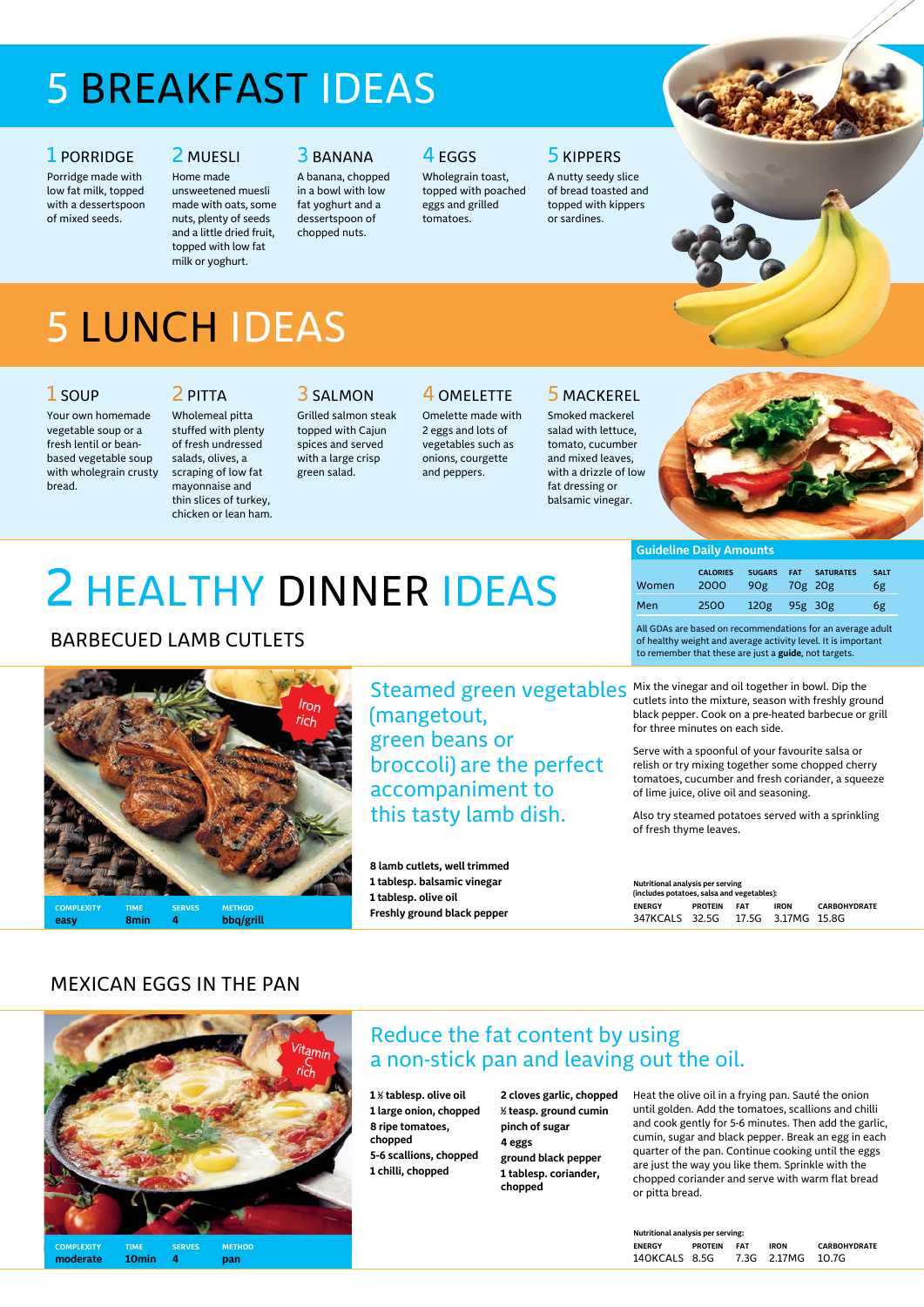# 5 BREAKFAST IDEAS

### 1 PORRIDGE
Porridge made with low fat milk, topped with a dessertspoon of mixed seeds.

### 2 MUESLI
Home made unsweetened muesli made with oats, some nuts, plenty of seeds and a little dried fruit, topped with low fat milk or yoghurt.

### 3 BANANA
A banana, chopped in a bowl with low fat yoghurt and a dessertspoon of chopped nuts.

### 4 EGGS
Wholegrain toast, topped with poached eggs and grilled tomatoes.

### 5 KIPPERS
A nutty seedy slice of bread toasted and topped with kippers or sardines.

# 5 LUNCH IDEAS

### 1 SOUP
Your own homemade vegetable soup or a fresh lentil or bean-based vegetable soup with wholegrain crusty bread.

### 2 PITTA
Wholemeal pitta stuffed with plenty of fresh undressed salads, olives, a scraping of low fat mayonnaise and thin slices of turkey, chicken or lean ham.

### 3 SALMON
Grilled salmon steak topped with Cajun spices and served with a large crisp green salad.

### 4 OMELETTE
Omelette made with 2 eggs and lots of vegetables such as onions, courgette and peppers.

### 5 MACKEREL
Smoked mackerel salad with lettuce, tomato, cucumber and mixed leaves, with a drizzle of low fat dressing or balsamic vinegar.

**Guideline Daily Amounts**

| | CALORIES | SUGARS | FAT | SATURATES | SALT |
|---|---|---|---|---|---|
| Women | 2000 | 90g | 70g | 20g | 6g |
| Men | 2500 | 120g | 95g | 30g | 6g |

All GDAs are based on recommendations for an average adult of healthy weight and average activity level. It is important to remember that these are just a **guide**, not targets.

# 2 HEALTHY DINNER IDEAS

## BARBECUED LAMB CUTLETS

Iron rich

| COMPLEXITY | TIME | SERVES | METHOD |
|---|---|---|---|
| easy | 8min | 4 | bbq/grill |

Steamed green vegetables (mangetout, green beans or broccoli) are the perfect accompaniment to this tasty lamb dish.

**8 lamb cutlets, well trimmed**
**1 tablesp. balsamic vinegar**
**1 tablesp. olive oil**
**Freshly ground black pepper**

Mix the vinegar and oil together in bowl. Dip the cutlets into the mixture, season with freshly ground black pepper. Cook on a pre-heated barbecue or grill for three minutes on each side.

Serve with a spoonful of your favourite salsa or relish or try mixing together some chopped cherry tomatoes, cucumber and fresh coriander, a squeeze of lime juice, olive oil and seasoning.

Also try steamed potatoes served with a sprinkling of fresh thyme leaves.

**Nutritional analysis per serving (includes potatoes, salsa and vegetables):**

| ENERGY | PROTEIN | FAT | IRON | CARBOHYDRATE |
|---|---|---|---|---|
| 347KCALS | 32.5G | 17.5G | 3.17MG | 15.8G |

## MEXICAN EGGS IN THE PAN

Vitamin C rich

| COMPLEXITY | TIME | SERVES | METHOD |
|---|---|---|---|
| moderate | 10min | 4 | pan |

Reduce the fat content by using a non-stick pan and leaving out the oil.

**1 ½ tablesp. olive oil**
**1 large onion, chopped**
**8 ripe tomatoes, chopped**
**5-6 scallions, chopped**
**1 chilli, chopped**
**2 cloves garlic, chopped**
**½ teasp. ground cumin**
**pinch of sugar**
**4 eggs**
**ground black pepper**
**1 tablesp. coriander, chopped**

Heat the olive oil in a frying pan. Sauté the onion until golden. Add the tomatoes, scallions and chilli and cook gently for 5-6 minutes. Then add the garlic, cumin, sugar and black pepper. Break an egg in each quarter of the pan. Continue cooking until the eggs are just the way you like them. Sprinkle with the chopped coriander and serve with warm flat bread or pitta bread.

**Nutritional analysis per serving:**

| ENERGY | PROTEIN | FAT | IRON | CARBOHYDRATE |
|---|---|---|---|---|
| 140KCALS | 8.5G | 7.3G | 2.17MG | 10.7G |